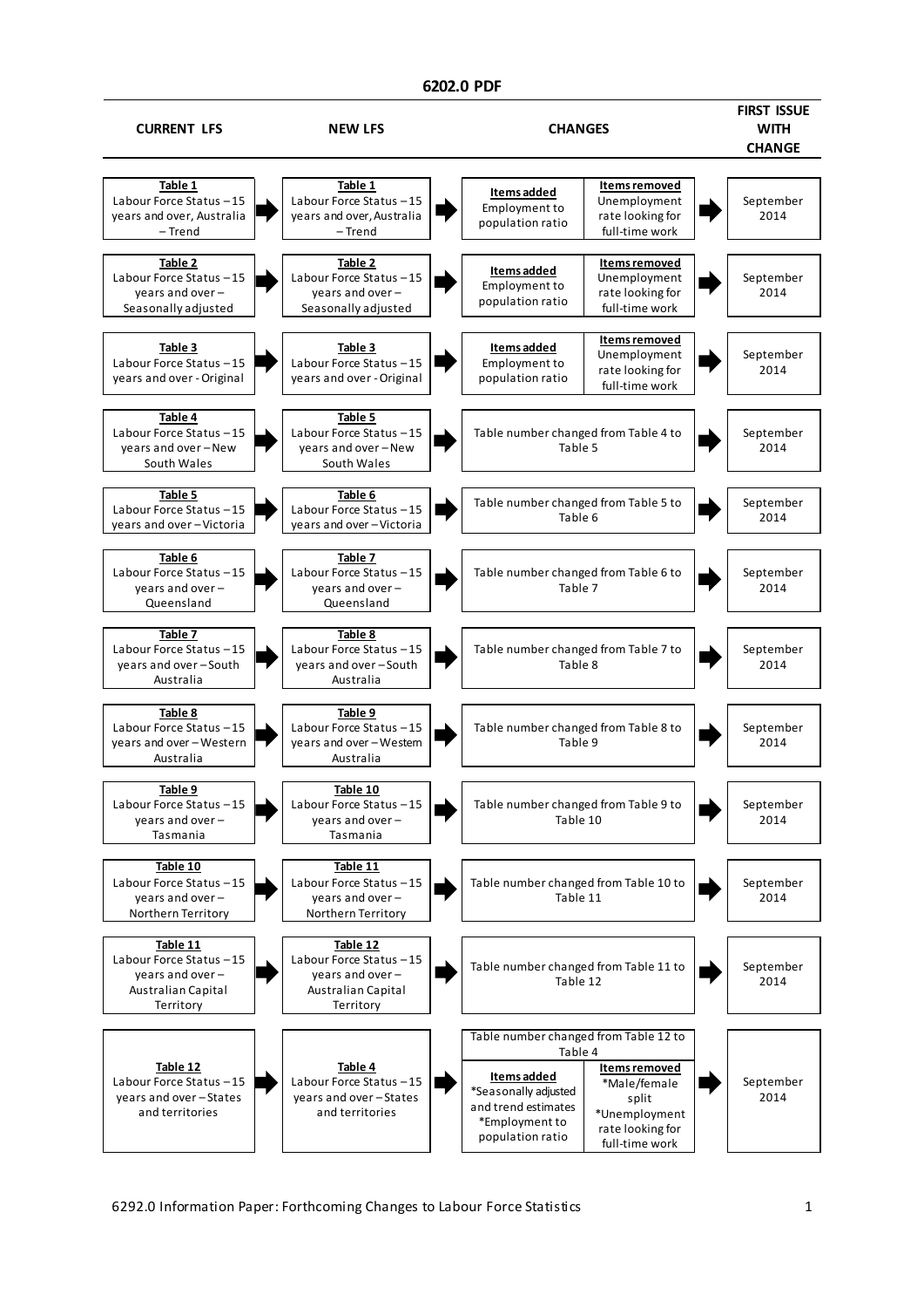## 6202.0 PDF

| CURRENT LFS | NEW LFS | CHANGES | | FIRST ISSUE WITH CHANGE |
|---|---|---|---|---|
| **Table 1** Labour Force Status – 15 years and over, Australia – Trend | **Table 1** Labour Force Status – 15 years and over, Australia – Trend | **Items added** Employment to population ratio | **Items removed** Unemployment rate looking for full-time work | September 2014 |
| **Table 2** Labour Force Status – 15 years and over – Seasonally adjusted | **Table 2** Labour Force Status – 15 years and over – Seasonally adjusted | **Items added** Employment to population ratio | **Items removed** Unemployment rate looking for full-time work | September 2014 |
| **Table 3** Labour Force Status – 15 years and over - Original | **Table 3** Labour Force Status – 15 years and over - Original | **Items added** Employment to population ratio | **Items removed** Unemployment rate looking for full-time work | September 2014 |
| **Table 4** Labour Force Status – 15 years and over – New South Wales | **Table 5** Labour Force Status – 15 years and over – New South Wales | Table number changed from Table 4 to Table 5 | | September 2014 |
| **Table 5** Labour Force Status – 15 years and over – Victoria | **Table 6** Labour Force Status – 15 years and over – Victoria | Table number changed from Table 5 to Table 6 | | September 2014 |
| **Table 6** Labour Force Status – 15 years and over – Queensland | **Table 7** Labour Force Status – 15 years and over – Queensland | Table number changed from Table 6 to Table 7 | | September 2014 |
| **Table 7** Labour Force Status – 15 years and over – South Australia | **Table 8** Labour Force Status – 15 years and over – South Australia | Table number changed from Table 7 to Table 8 | | September 2014 |
| **Table 8** Labour Force Status – 15 years and over – Western Australia | **Table 9** Labour Force Status – 15 years and over – Western Australia | Table number changed from Table 8 to Table 9 | | September 2014 |
| **Table 9** Labour Force Status – 15 years and over – Tasmania | **Table 10** Labour Force Status – 15 years and over – Tasmania | Table number changed from Table 9 to Table 10 | | September 2014 |
| **Table 10** Labour Force Status – 15 years and over – Northern Territory | **Table 11** Labour Force Status – 15 years and over – Northern Territory | Table number changed from Table 10 to Table 11 | | September 2014 |
| **Table 11** Labour Force Status – 15 years and over – Australian Capital Territory | **Table 12** Labour Force Status – 15 years and over – Australian Capital Territory | Table number changed from Table 11 to Table 12 | | September 2014 |
| **Table 12** Labour Force Status – 15 years and over – States and territories | **Table 4** Labour Force Status – 15 years and over – States and territories | Table number changed from Table 12 to Table 4<br>**Items added** *Seasonally adjusted and trend estimates *Employment to population ratio | **Items removed** *Male/female split *Unemployment rate looking for full-time work | September 2014 |

6292.0 Information Paper: Forthcoming Changes to Labour Force Statistics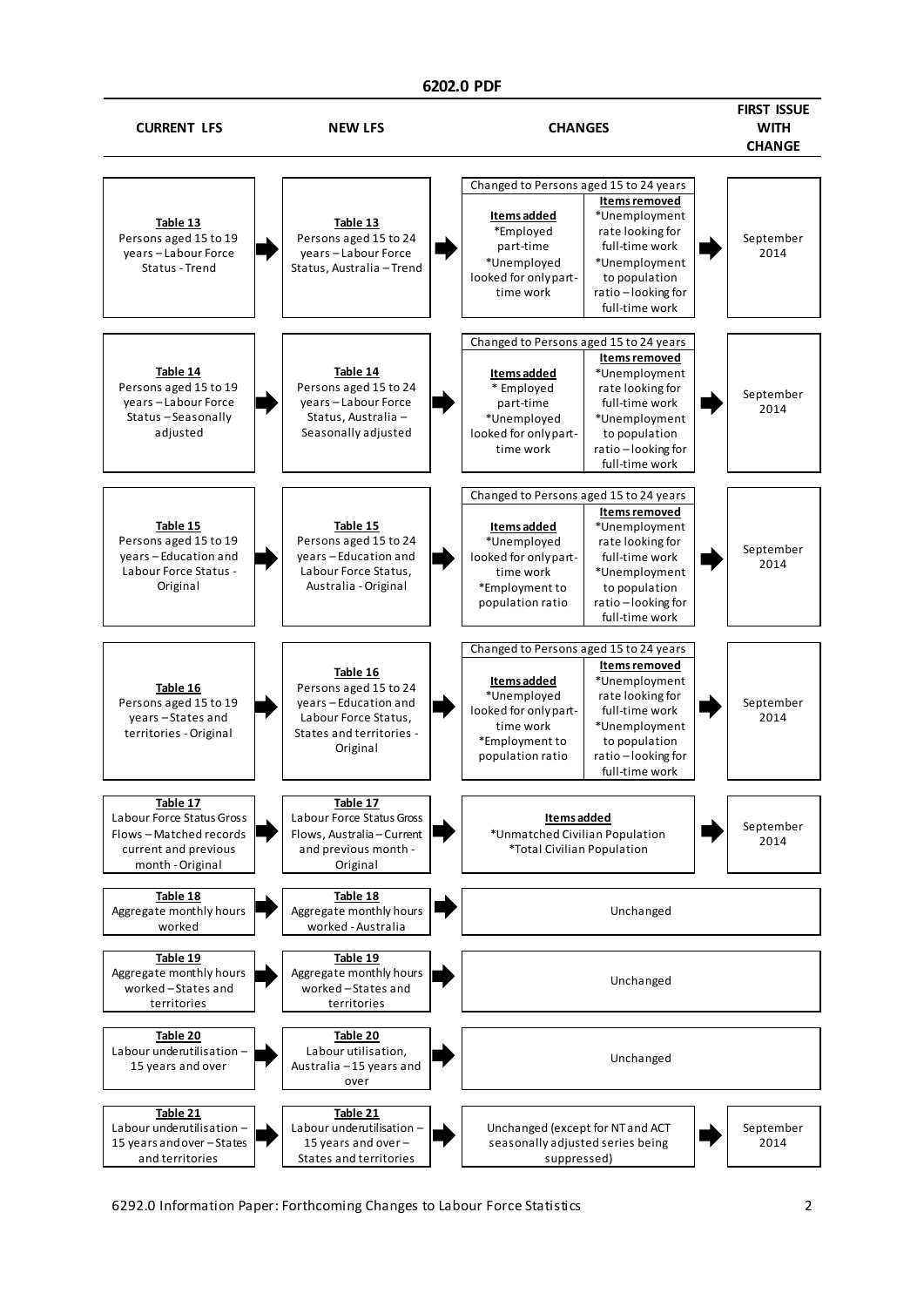**6202.0 PDF**

| CURRENT LFS | NEW LFS | CHANGES | | FIRST ISSUE WITH CHANGE |
|---|---|---|---|---|
| **Table 13** Persons aged 15 to 19 years – Labour Force Status - Trend | **Table 13** Persons aged 15 to 24 years – Labour Force Status, Australia – Trend | Changed to Persons aged 15 to 24 years<br>**Items added**<br>*Employed part-time<br>*Unemployed looked for only part-time work | **Items removed**<br>*Unemployment rate looking for full-time work<br>*Unemployment to population ratio – looking for full-time work | September 2014 |
| **Table 14** Persons aged 15 to 19 years – Labour Force Status – Seasonally adjusted | **Table 14** Persons aged 15 to 24 years – Labour Force Status, Australia – Seasonally adjusted | Changed to Persons aged 15 to 24 years<br>**Items added**<br>* Employed part-time<br>*Unemployed looked for only part-time work | **Items removed**<br>*Unemployment rate looking for full-time work<br>*Unemployment to population ratio – looking for full-time work | September 2014 |
| **Table 15** Persons aged 15 to 19 years – Education and Labour Force Status - Original | **Table 15** Persons aged 15 to 24 years – Education and Labour Force Status, Australia - Original | Changed to Persons aged 15 to 24 years<br>**Items added**<br>*Unemployed looked for only part-time work<br>*Employment to population ratio | **Items removed**<br>*Unemployment rate looking for full-time work<br>*Unemployment to population ratio – looking for full-time work | September 2014 |
| **Table 16** Persons aged 15 to 19 years – States and territories - Original | **Table 16** Persons aged 15 to 24 years – Education and Labour Force Status, States and territories - Original | Changed to Persons aged 15 to 24 years<br>**Items added**<br>*Unemployed looked for only part-time work<br>*Employment to population ratio | **Items removed**<br>*Unemployment rate looking for full-time work<br>*Unemployment to population ratio – looking for full-time work | September 2014 |
| **Table 17** Labour Force Status Gross Flows – Matched records current and previous month - Original | **Table 17** Labour Force Status Gross Flows, Australia – Current and previous month - Original | **Items added**<br>*Unmatched Civilian Population<br>*Total Civilian Population | | September 2014 |
| **Table 18** Aggregate monthly hours worked | **Table 18** Aggregate monthly hours worked - Australia | Unchanged | | |
| **Table 19** Aggregate monthly hours worked – States and territories | **Table 19** Aggregate monthly hours worked – States and territories | Unchanged | | |
| **Table 20** Labour underutilisation – 15 years and over | **Table 20** Labour utilisation, Australia – 15 years and over | Unchanged | | |
| **Table 21** Labour underutilisation – 15 years and over – States and territories | **Table 21** Labour underutilisation – 15 years and over – States and territories | Unchanged (except for NT and ACT seasonally adjusted series being suppressed) | | September 2014 |

6292.0 Information Paper: Forthcoming Changes to Labour Force Statistics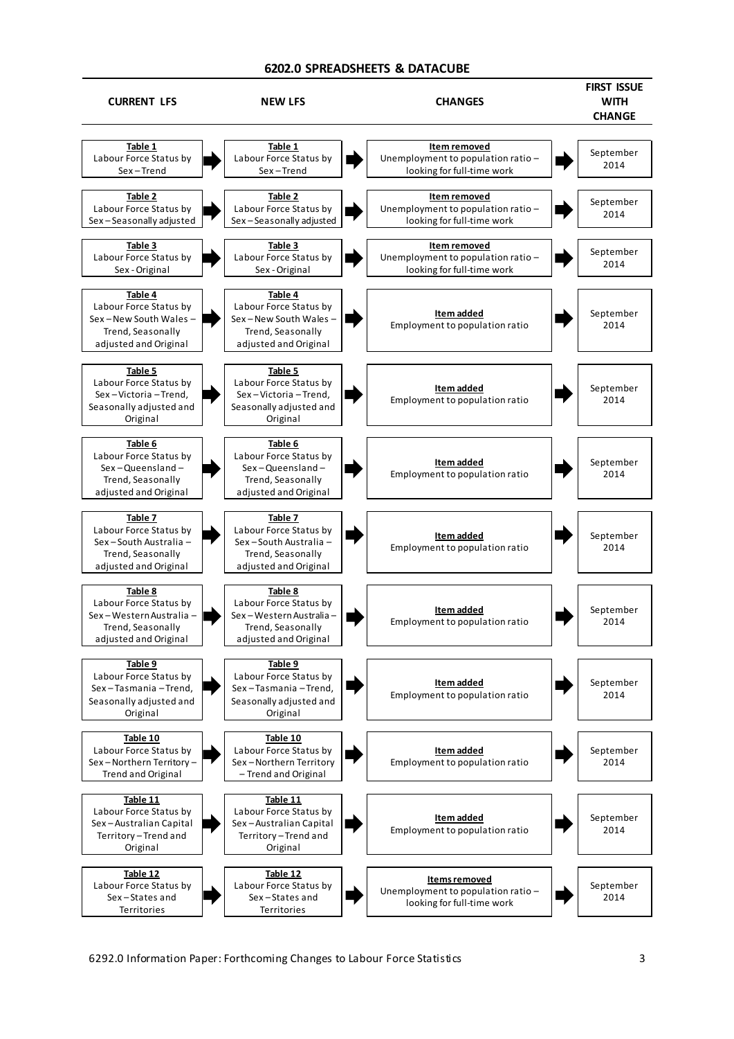## 6202.0 SPREADSHEETS & DATACUBE

| CURRENT LFS | NEW LFS | CHANGES | FIRST ISSUE WITH CHANGE |
|---|---|---|---|
| **Table 1** Labour Force Status by Sex – Trend | **Table 1** Labour Force Status by Sex – Trend | **Item removed** Unemployment to population ratio – looking for full-time work | September 2014 |
| **Table 2** Labour Force Status by Sex – Seasonally adjusted | **Table 2** Labour Force Status by Sex – Seasonally adjusted | **Item removed** Unemployment to population ratio – looking for full-time work | September 2014 |
| **Table 3** Labour Force Status by Sex - Original | **Table 3** Labour Force Status by Sex - Original | **Item removed** Unemployment to population ratio – looking for full-time work | September 2014 |
| **Table 4** Labour Force Status by Sex – New South Wales – Trend, Seasonally adjusted and Original | **Table 4** Labour Force Status by Sex – New South Wales – Trend, Seasonally adjusted and Original | **Item added** Employment to population ratio | September 2014 |
| **Table 5** Labour Force Status by Sex – Victoria – Trend, Seasonally adjusted and Original | **Table 5** Labour Force Status by Sex – Victoria – Trend, Seasonally adjusted and Original | **Item added** Employment to population ratio | September 2014 |
| **Table 6** Labour Force Status by Sex – Queensland – Trend, Seasonally adjusted and Original | **Table 6** Labour Force Status by Sex – Queensland – Trend, Seasonally adjusted and Original | **Item added** Employment to population ratio | September 2014 |
| **Table 7** Labour Force Status by Sex – South Australia – Trend, Seasonally adjusted and Original | **Table 7** Labour Force Status by Sex – South Australia – Trend, Seasonally adjusted and Original | **Item added** Employment to population ratio | September 2014 |
| **Table 8** Labour Force Status by Sex – Western Australia – Trend, Seasonally adjusted and Original | **Table 8** Labour Force Status by Sex – Western Australia – Trend, Seasonally adjusted and Original | **Item added** Employment to population ratio | September 2014 |
| **Table 9** Labour Force Status by Sex – Tasmania – Trend, Seasonally adjusted and Original | **Table 9** Labour Force Status by Sex – Tasmania – Trend, Seasonally adjusted and Original | **Item added** Employment to population ratio | September 2014 |
| **Table 10** Labour Force Status by Sex – Northern Territory – Trend and Original | **Table 10** Labour Force Status by Sex – Northern Territory – Trend and Original | **Item added** Employment to population ratio | September 2014 |
| **Table 11** Labour Force Status by Sex – Australian Capital Territory – Trend and Original | **Table 11** Labour Force Status by Sex – Australian Capital Territory – Trend and Original | **Item added** Employment to population ratio | September 2014 |
| **Table 12** Labour Force Status by Sex – States and Territories | **Table 12** Labour Force Status by Sex – States and Territories | **Items removed** Unemployment to population ratio – looking for full-time work | September 2014 |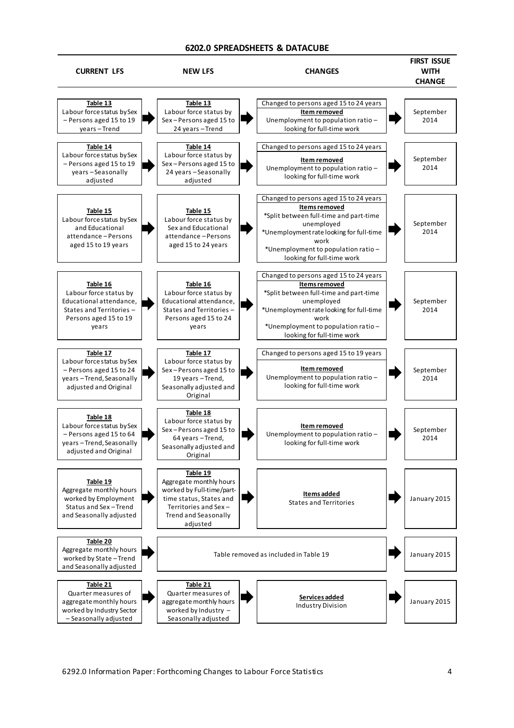## 6202.0 SPREADSHEETS & DATACUBE

| CURRENT LFS | NEW LFS | CHANGES | FIRST ISSUE WITH CHANGE |
|---|---|---|---|
| **Table 13** Labour force status by Sex – Persons aged 15 to 19 years – Trend | **Table 13** Labour force status by Sex – Persons aged 15 to 24 years – Trend | Changed to persons aged 15 to 24 years<br>**Item removed**<br>Unemployment to population ratio – looking for full-time work | September 2014 |
| **Table 14** Labour force status by Sex – Persons aged 15 to 19 years – Seasonally adjusted | **Table 14** Labour force status by Sex – Persons aged 15 to 24 years – Seasonally adjusted | Changed to persons aged 15 to 24 years<br>**Item removed**<br>Unemployment to population ratio – looking for full-time work | September 2014 |
| **Table 15** Labour force status by Sex and Educational attendance – Persons aged 15 to 19 years | **Table 15** Labour force status by Sex and Educational attendance – Persons aged 15 to 24 years | Changed to persons aged 15 to 24 years<br>**Items removed**<br>*Split between full-time and part-time unemployed<br>*Unemployment rate looking for full-time work<br>*Unemployment to population ratio – looking for full-time work | September 2014 |
| **Table 16** Labour force status by Educational attendance, States and Territories – Persons aged 15 to 19 years | **Table 16** Labour force status by Educational attendance, States and Territories – Persons aged 15 to 24 years | Changed to persons aged 15 to 24 years<br>**Items removed**<br>*Split between full-time and part-time unemployed<br>*Unemployment rate looking for full-time work<br>*Unemployment to population ratio – looking for full-time work | September 2014 |
| **Table 17** Labour force status by Sex – Persons aged 15 to 24 years – Trend, Seasonally adjusted and Original | **Table 17** Labour force status by Sex – Persons aged 15 to 19 years – Trend, Seasonally adjusted and Original | Changed to persons aged 15 to 19 years<br>**Item removed**<br>Unemployment to population ratio – looking for full-time work | September 2014 |
| **Table 18** Labour force status by Sex – Persons aged 15 to 64 years – Trend, Seasonally adjusted and Original | **Table 18** Labour force status by Sex – Persons aged 15 to 64 years – Trend, Seasonally adjusted and Original | **Item removed**<br>Unemployment to population ratio – looking for full-time work | September 2014 |
| **Table 19** Aggregate monthly hours worked by Employment Status and Sex – Trend and Seasonally adjusted | **Table 19** Aggregate monthly hours worked by Full-time/part-time status, States and Territories and Sex – Trend and Seasonally adjusted | **Items added**<br>States and Territories | January 2015 |
| **Table 20** Aggregate monthly hours worked by State – Trend and Seasonally adjusted | | Table removed as included in Table 19 | January 2015 |
| **Table 21** Quarter measures of aggregate monthly hours worked by Industry Sector – Seasonally adjusted | **Table 21** Quarter measures of aggregate monthly hours worked by Industry – Seasonally adjusted | **Services added**<br>Industry Division | January 2015 |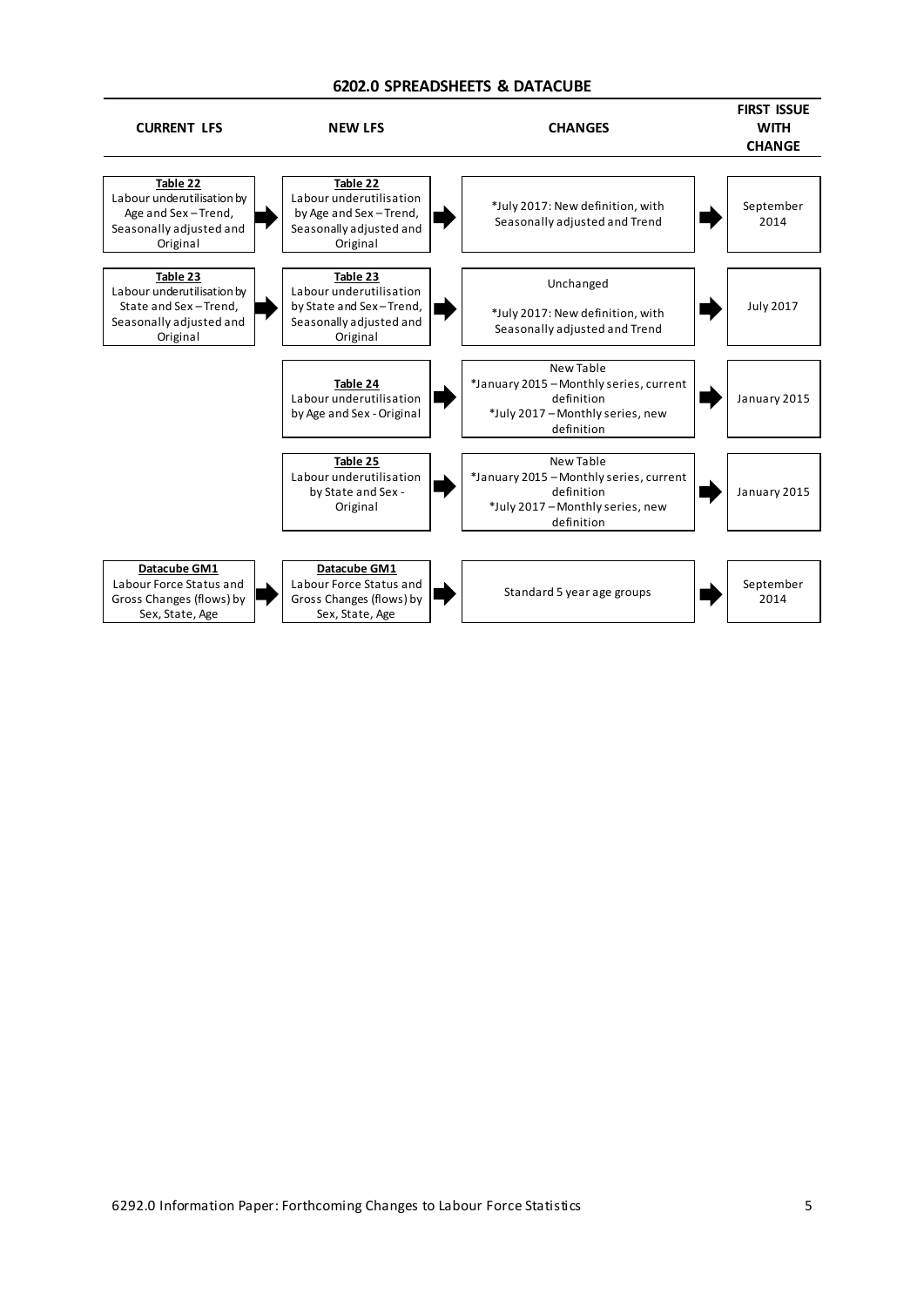## 6202.0 SPREADSHEETS & DATACUBE

| CURRENT LFS | NEW LFS | CHANGES | FIRST ISSUE WITH CHANGE |
|---|---|---|---|
| **Table 22** Labour underutilisation by Age and Sex – Trend, Seasonally adjusted and Original | **Table 22** Labour underutilisation by Age and Sex – Trend, Seasonally adjusted and Original | *July 2017: New definition, with Seasonally adjusted and Trend | September 2014 |
| **Table 23** Labour underutilisation by State and Sex – Trend, Seasonally adjusted and Original | **Table 23** Labour underutilisation by State and Sex – Trend, Seasonally adjusted and Original | Unchanged<br>*July 2017: New definition, with Seasonally adjusted and Trend | July 2017 |
| | **Table 24** Labour underutilisation by Age and Sex - Original | New Table<br>*January 2015 – Monthly series, current definition<br>*July 2017 – Monthly series, new definition | January 2015 |
| | **Table 25** Labour underutilisation by State and Sex - Original | New Table<br>*January 2015 – Monthly series, current definition<br>*July 2017 – Monthly series, new definition | January 2015 |
| **Datacube GM1** Labour Force Status and Gross Changes (flows) by Sex, State, Age | **Datacube GM1** Labour Force Status and Gross Changes (flows) by Sex, State, Age | Standard 5 year age groups | September 2014 |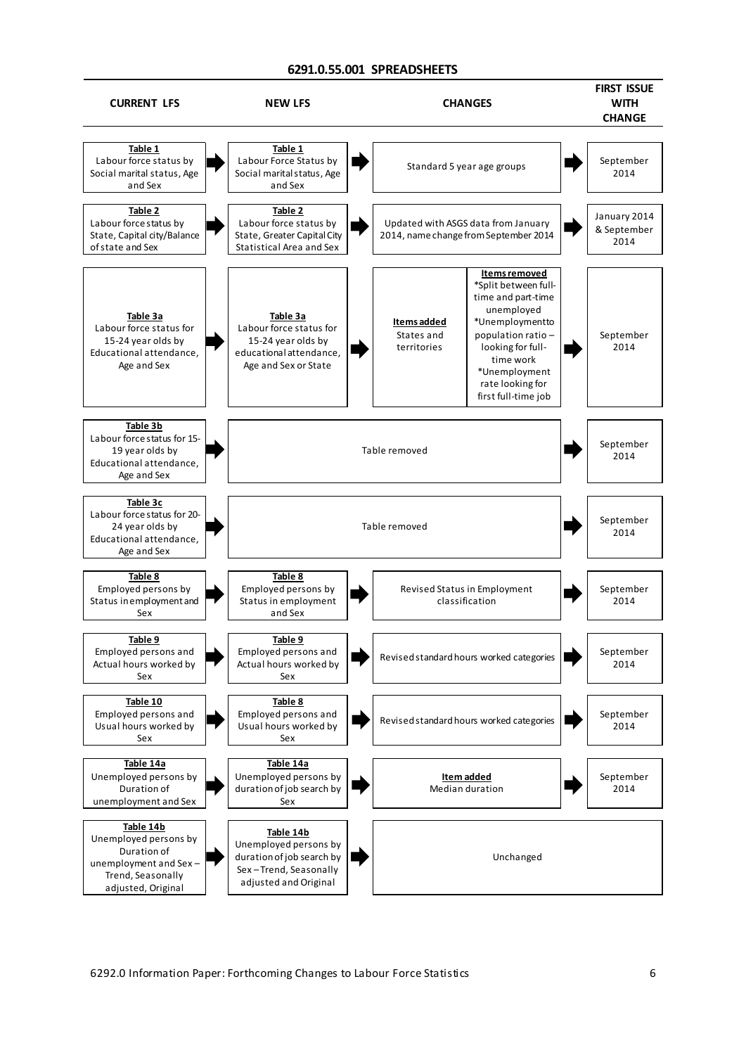## 6291.0.55.001 SPREADSHEETS

| CURRENT LFS | NEW LFS | CHANGES | | FIRST ISSUE WITH CHANGE |
|---|---|---|---|---|
| **Table 1** Labour force status by Social marital status, Age and Sex | **Table 1** Labour Force Status by Social marital status, Age and Sex | Standard 5 year age groups | | September 2014 |
| **Table 2** Labour force status by State, Capital city/Balance of state and Sex | **Table 2** Labour force status by State, Greater Capital City Statistical Area and Sex | Updated with ASGS data from January 2014, name change from September 2014 | | January 2014 & September 2014 |
| **Table 3a** Labour force status for 15-24 year olds by Educational attendance, Age and Sex | **Table 3a** Labour force status for 15-24 year olds by educational attendance, Age and Sex or State | **Items added** States and territories | **Items removed** *Split between full-time and part-time unemployed *Unemployment to population ratio – looking for full-time work *Unemployment rate looking for first full-time job | September 2014 |
| **Table 3b** Labour force status for 15-19 year olds by Educational attendance, Age and Sex | Table removed | | | September 2014 |
| **Table 3c** Labour force status for 20-24 year olds by Educational attendance, Age and Sex | Table removed | | | September 2014 |
| **Table 8** Employed persons by Status in employment and Sex | **Table 8** Employed persons by Status in employment and Sex | Revised Status in Employment classification | | September 2014 |
| **Table 9** Employed persons and Actual hours worked by Sex | **Table 9** Employed persons and Actual hours worked by Sex | Revised standard hours worked categories | | September 2014 |
| **Table 10** Employed persons and Usual hours worked by Sex | **Table 8** Employed persons and Usual hours worked by Sex | Revised standard hours worked categories | | September 2014 |
| **Table 14a** Unemployed persons by Duration of unemployment and Sex | **Table 14a** Unemployed persons by duration of job search by Sex | **Item added** Median duration | | September 2014 |
| **Table 14b** Unemployed persons by Duration of unemployment and Sex – Trend, Seasonally adjusted, Original | **Table 14b** Unemployed persons by duration of job search by Sex – Trend, Seasonally adjusted and Original | Unchanged | | |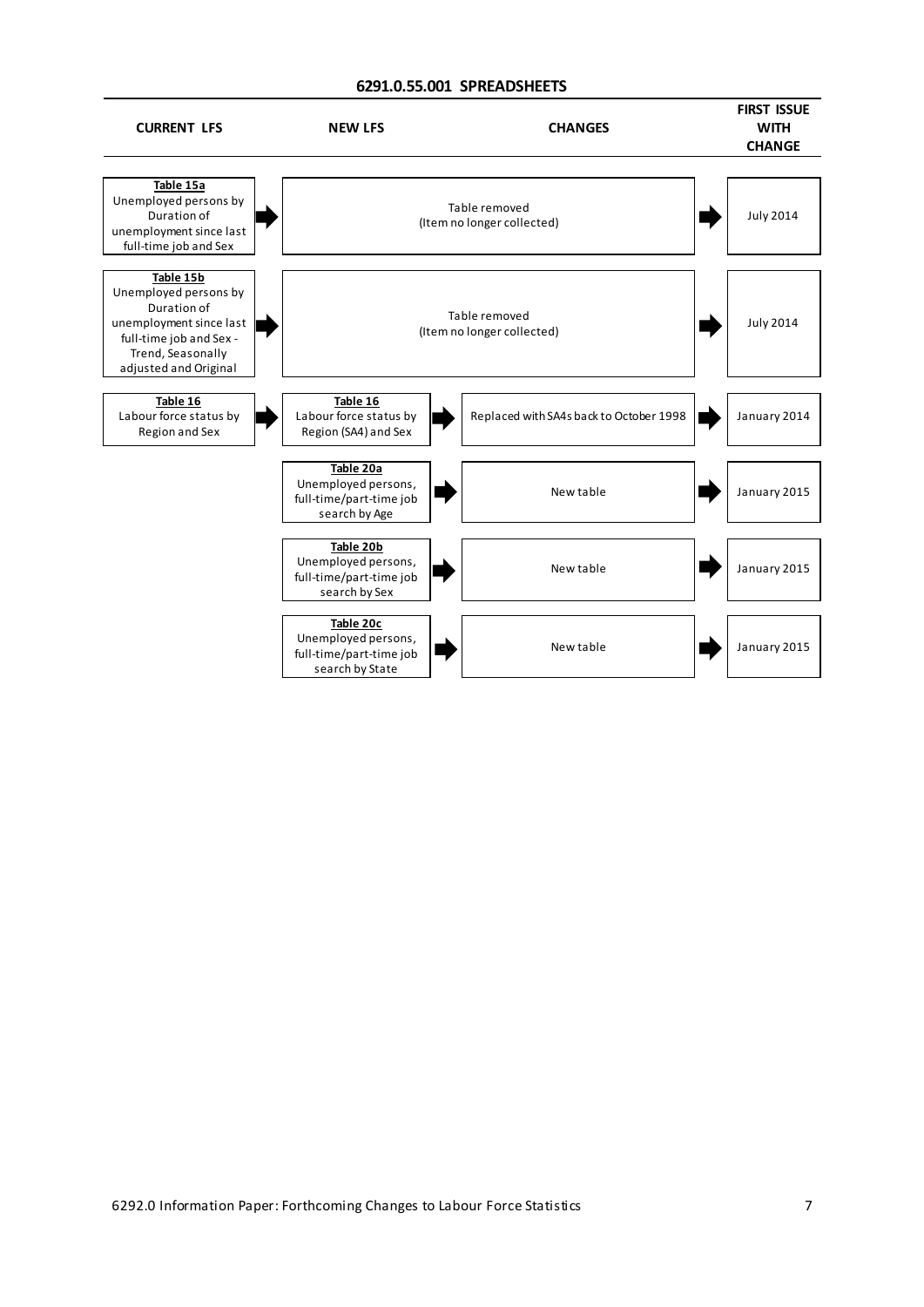## 6291.0.55.001 SPREADSHEETS

| CURRENT LFS | NEW LFS | CHANGES | FIRST ISSUE WITH CHANGE |
| --- | --- | --- | --- |
| **Table 15a** Unemployed persons by Duration of unemployment since last full-time job and Sex | Table removed (Item no longer collected) | | July 2014 |
| **Table 15b** Unemployed persons by Duration of unemployment since last full-time job and Sex - Trend, Seasonally adjusted and Original | Table removed (Item no longer collected) | | July 2014 |
| **Table 16** Labour force status by Region and Sex | **Table 16** Labour force status by Region (SA4) and Sex | Replaced with SA4s back to October 1998 | January 2014 |
| | **Table 20a** Unemployed persons, full-time/part-time job search by Age | New table | January 2015 |
| | **Table 20b** Unemployed persons, full-time/part-time job search by Sex | New table | January 2015 |
| | **Table 20c** Unemployed persons, full-time/part-time job search by State | New table | January 2015 |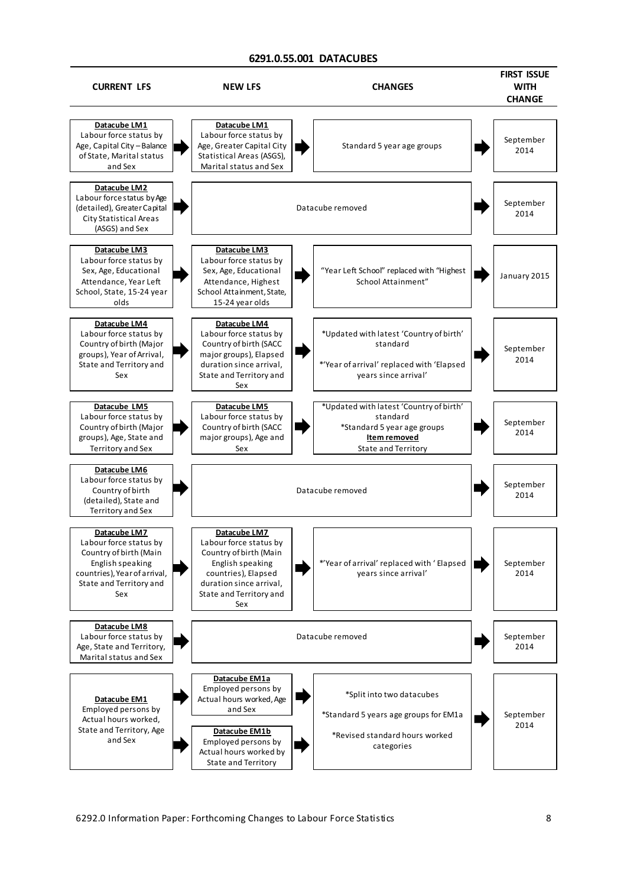## 6291.0.55.001 DATACUBES

| CURRENT LFS | NEW LFS | CHANGES | FIRST ISSUE WITH CHANGE |
|---|---|---|---|
| **Datacube LM1** Labour force status by Age, Capital City – Balance of State, Marital status and Sex | **Datacube LM1** Labour force status by Age, Greater Capital City Statistical Areas (ASGS), Marital status and Sex | Standard 5 year age groups | September 2014 |
| **Datacube LM2** Labour force status by Age (detailed), Greater Capital City Statistical Areas (ASGS) and Sex | Datacube removed | | September 2014 |
| **Datacube LM3** Labour force status by Sex, Age, Educational Attendance, Year Left School, State, 15-24 year olds | **Datacube LM3** Labour force status by Sex, Age, Educational Attendance, Highest School Attainment, State, 15-24 year olds | "Year Left School" replaced with "Highest School Attainment" | January 2015 |
| **Datacube LM4** Labour force status by Country of birth (Major groups), Year of Arrival, State and Territory and Sex | **Datacube LM4** Labour force status by Country of birth (SACC major groups), Elapsed duration since arrival, State and Territory and Sex | *Updated with latest 'Country of birth' standard<br><br>*'Year of arrival' replaced with 'Elapsed years since arrival' | September 2014 |
| **Datacube LM5** Labour force status by Country of birth (Major groups), Age, State and Territory and Sex | **Datacube LM5** Labour force status by Country of birth (SACC major groups), Age and Sex | *Updated with latest 'Country of birth' standard<br>*Standard 5 year age groups<br>**Item removed**<br>State and Territory | September 2014 |
| **Datacube LM6** Labour force status by Country of birth (detailed), State and Territory and Sex | Datacube removed | | September 2014 |
| **Datacube LM7** Labour force status by Country of birth (Main English speaking countries), Year of arrival, State and Territory and Sex | **Datacube LM7** Labour force status by Country of birth (Main English speaking countries), Elapsed duration since arrival, State and Territory and Sex | *'Year of arrival' replaced with ' Elapsed years since arrival' | September 2014 |
| **Datacube LM8** Labour force status by Age, State and Territory, Marital status and Sex | Datacube removed | | September 2014 |
| **Datacube EM1** Employed persons by Actual hours worked, State and Territory, Age and Sex | **Datacube EM1a** Employed persons by Actual hours worked, Age and Sex<br><br>**Datacube EM1b** Employed persons by Actual hours worked by State and Territory | *Split into two datacubes<br><br>*Standard 5 years age groups for EM1a<br><br>*Revised standard hours worked categories | September 2014 |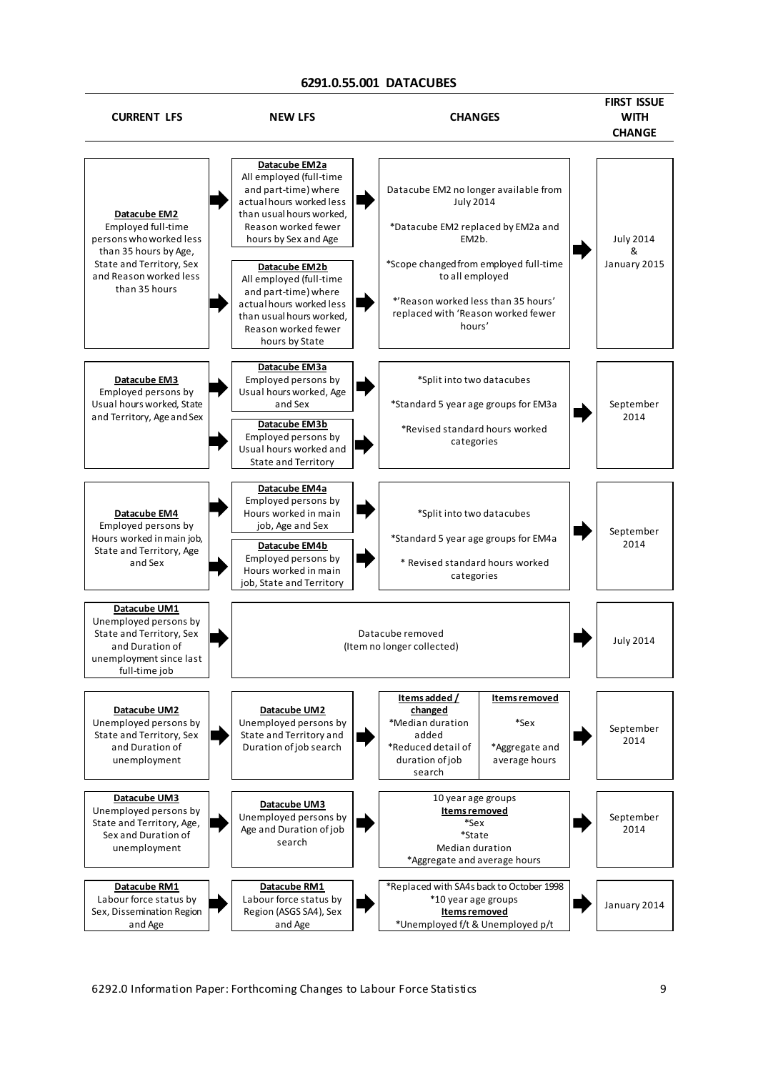## 6291.0.55.001 DATACUBES

| CURRENT LFS | NEW LFS | CHANGES | FIRST ISSUE WITH CHANGE |
|---|---|---|---|
| **Datacube EM2** Employed full-time persons who worked less than 35 hours by Age, State and Territory, Sex and Reason worked less than 35 hours | **Datacube EM2a** All employed (full-time and part-time) where actual hours worked less than usual hours worked, Reason worked fewer hours by Sex and Age<br>**Datacube EM2b** All employed (full-time and part-time) where actual hours worked less than usual hours worked, Reason worked fewer hours by State | Datacube EM2 no longer available from July 2014<br>*Datacube EM2 replaced by EM2a and EM2b.<br>*Scope changed from employed full-time to all employed<br>*'Reason worked less than 35 hours' replaced with 'Reason worked fewer hours' | July 2014 & January 2015 |
| **Datacube EM3** Employed persons by Usual hours worked, State and Territory, Age and Sex | **Datacube EM3a** Employed persons by Usual hours worked, Age and Sex<br>**Datacube EM3b** Employed persons by Usual hours worked and State and Territory | *Split into two datacubes<br>*Standard 5 year age groups for EM3a<br>*Revised standard hours worked categories | September 2014 |
| **Datacube EM4** Employed persons by Hours worked in main job, State and Territory, Age and Sex | **Datacube EM4a** Employed persons by Hours worked in main job, Age and Sex<br>**Datacube EM4b** Employed persons by Hours worked in main job, State and Territory | *Split into two datacubes<br>*Standard 5 year age groups for EM4a<br>* Revised standard hours worked categories | September 2014 |
| **Datacube UM1** Unemployed persons by State and Territory, Sex and Duration of unemployment since last full-time job | Datacube removed (Item no longer collected) | | July 2014 |
| **Datacube UM2** Unemployed persons by State and Territory, Sex and Duration of unemployment | **Datacube UM2** Unemployed persons by State and Territory and Duration of job search | **Items added / changed**<br>*Median duration added<br>*Reduced detail of duration of job search<br>**Items removed**<br>*Sex<br>*Aggregate and average hours | September 2014 |
| **Datacube UM3** Unemployed persons by State and Territory, Age, Sex and Duration of unemployment | **Datacube UM3** Unemployed persons by Age and Duration of job search | 10 year age groups<br>**Items removed**<br>*Sex<br>*State<br>Median duration<br>*Aggregate and average hours | September 2014 |
| **Datacube RM1** Labour force status by Sex, Dissemination Region and Age | **Datacube RM1** Labour force status by Region (ASGS SA4), Sex and Age | *Replaced with SA4s back to October 1998<br>*10 year age groups<br>**Items removed**<br>*Unemployed f/t & Unemployed p/t | January 2014 |

6292.0 Information Paper: Forthcoming Changes to Labour Force Statistics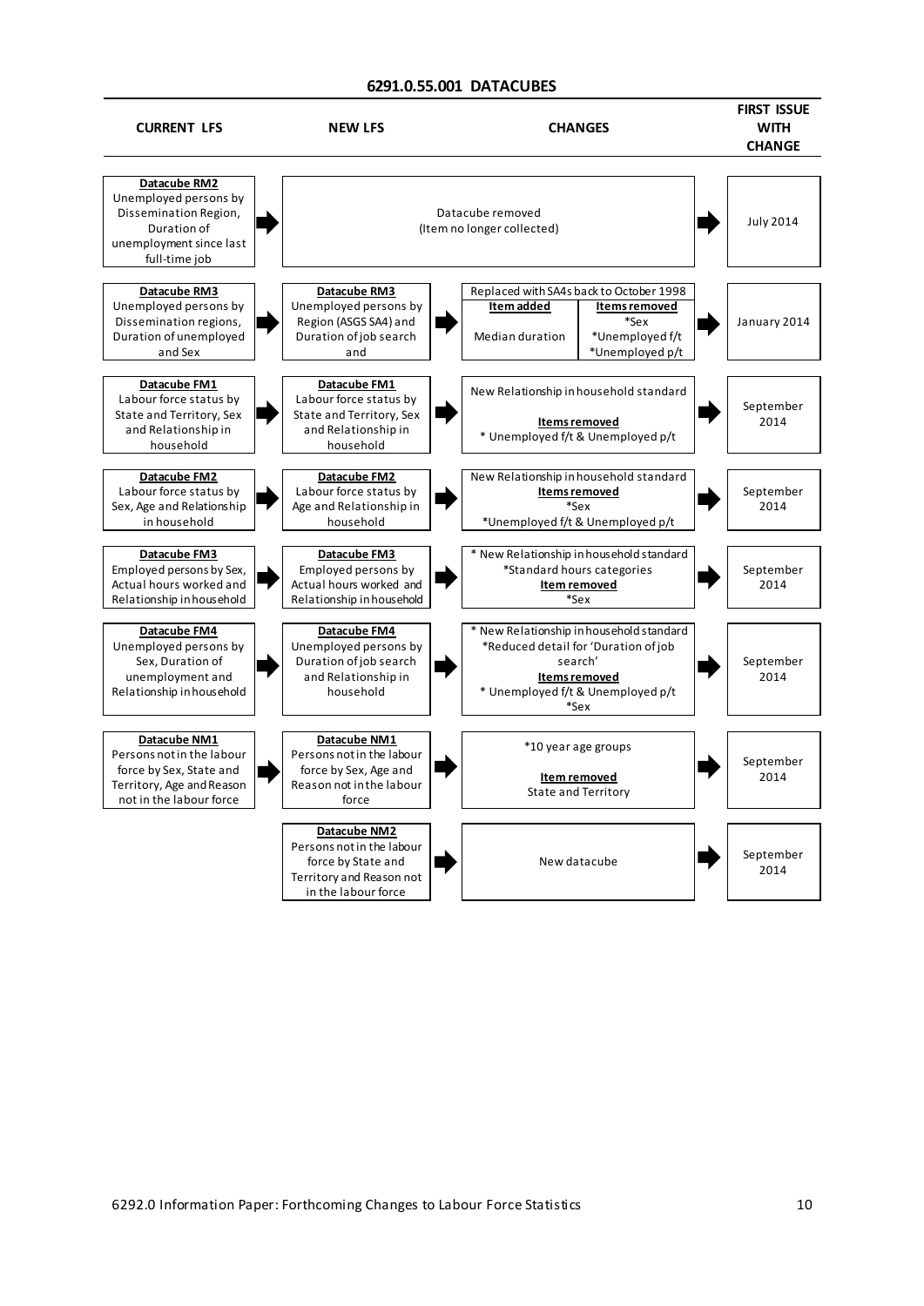## 6291.0.55.001 DATACUBES

| CURRENT LFS | NEW LFS | CHANGES | FIRST ISSUE WITH CHANGE |
|---|---|---|---|
| **Datacube RM2** Unemployed persons by Dissemination Region, Duration of unemployment since last full-time job | | Datacube removed (Item no longer collected) | July 2014 |
| **Datacube RM3** Unemployed persons by Dissemination regions, Duration of unemployed and Sex | **Datacube RM3** Unemployed persons by Region (ASGS SA4) and Duration of job search and | Replaced with SA4s back to October 1998. **Item added:** Median duration. **Items removed:** *Sex *Unemployed f/t *Unemployed p/t | January 2014 |
| **Datacube FM1** Labour force status by State and Territory, Sex and Relationship in household | **Datacube FM1** Labour force status by State and Territory, Sex and Relationship in household | New Relationship in household standard. **Items removed:** * Unemployed f/t & Unemployed p/t | September 2014 |
| **Datacube FM2** Labour force status by Sex, Age and Relationship in household | **Datacube FM2** Labour force status by Age and Relationship in household | New Relationship in household standard. **Items removed:** *Sex *Unemployed f/t & Unemployed p/t | September 2014 |
| **Datacube FM3** Employed persons by Sex, Actual hours worked and Relationship in household | **Datacube FM3** Employed persons by Actual hours worked and Relationship in household | * New Relationship in household standard *Standard hours categories. **Item removed:** *Sex | September 2014 |
| **Datacube FM4** Unemployed persons by Sex, Duration of unemployment and Relationship in household | **Datacube FM4** Unemployed persons by Duration of job search and Relationship in household | * New Relationship in household standard *Reduced detail for 'Duration of job search'. **Items removed:** * Unemployed f/t & Unemployed p/t *Sex | September 2014 |
| **Datacube NM1** Persons not in the labour force by Sex, State and Territory, Age and Reason not in the labour force | **Datacube NM1** Persons not in the labour force by Sex, Age and Reason not in the labour force | *10 year age groups. **Item removed:** State and Territory | September 2014 |
| | **Datacube NM2** Persons not in the labour force by State and Territory and Reason not in the labour force | New datacube | September 2014 |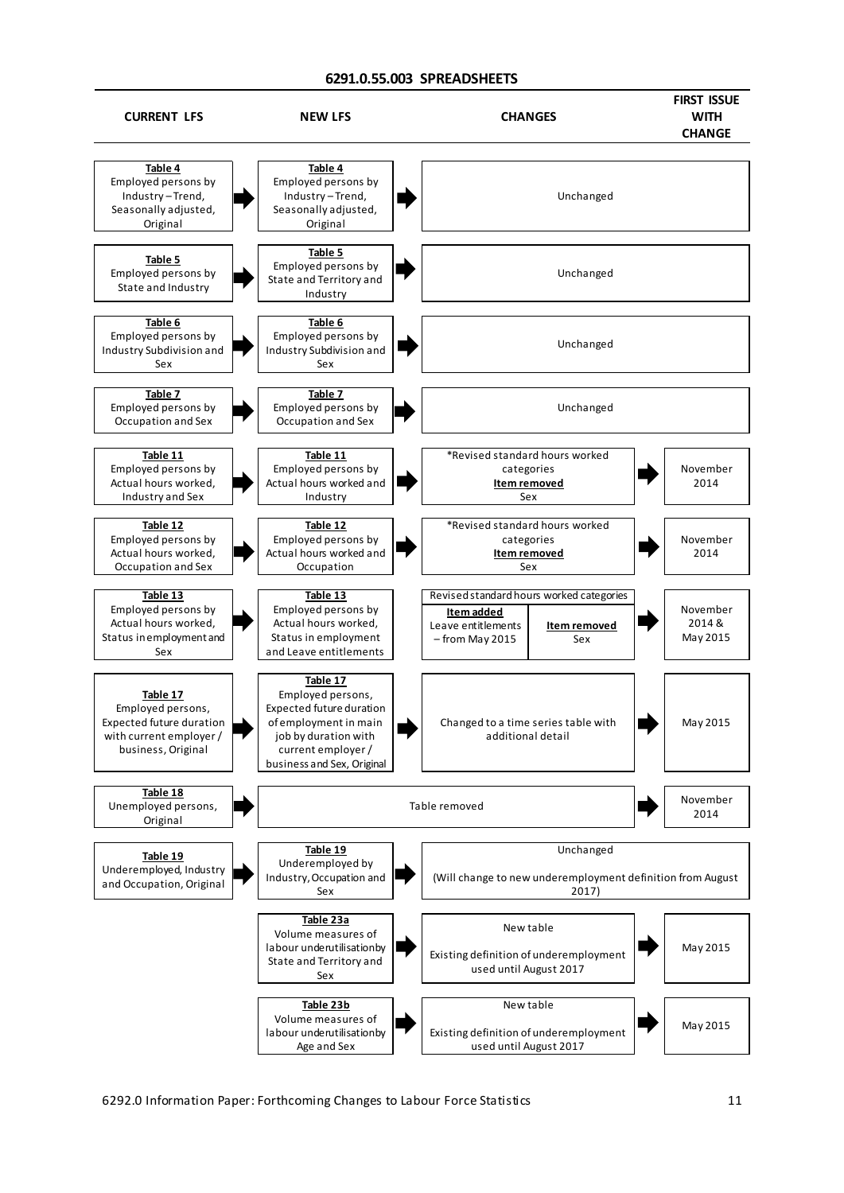## 6291.0.55.003 SPREADSHEETS

| CURRENT LFS | NEW LFS | CHANGES | FIRST ISSUE WITH CHANGE |
|---|---|---|---|
| **Table 4** Employed persons by Industry – Trend, Seasonally adjusted, Original | **Table 4** Employed persons by Industry – Trend, Seasonally adjusted, Original | Unchanged | |
| **Table 5** Employed persons by State and Industry | **Table 5** Employed persons by State and Territory and Industry | Unchanged | |
| **Table 6** Employed persons by Industry Subdivision and Sex | **Table 6** Employed persons by Industry Subdivision and Sex | Unchanged | |
| **Table 7** Employed persons by Occupation and Sex | **Table 7** Employed persons by Occupation and Sex | Unchanged | |
| **Table 11** Employed persons by Actual hours worked, Industry and Sex | **Table 11** Employed persons by Actual hours worked and Industry | *Revised standard hours worked categories; **Item removed**: Sex | November 2014 |
| **Table 12** Employed persons by Actual hours worked, Occupation and Sex | **Table 12** Employed persons by Actual hours worked and Occupation | *Revised standard hours worked categories; **Item removed**: Sex | November 2014 |
| **Table 13** Employed persons by Actual hours worked, Status in employment and Sex | **Table 13** Employed persons by Actual hours worked, Status in employment and Leave entitlements | Revised standard hours worked categories; **Item added**: Leave entitlements – from May 2015; **Item removed**: Sex | November 2014 & May 2015 |
| **Table 17** Employed persons, Expected future duration with current employer / business, Original | **Table 17** Employed persons, Expected future duration of employment in main job by duration with current employer / business and Sex, Original | Changed to a time series table with additional detail | May 2015 |
| **Table 18** Unemployed persons, Original | | Table removed | November 2014 |
| **Table 19** Underemployed, Industry and Occupation, Original | **Table 19** Underemployed by Industry, Occupation and Sex | Unchanged (Will change to new underemployment definition from August 2017) | |
| | **Table 23a** Volume measures of labour underutilisation by State and Territory and Sex | New table; Existing definition of underemployment used until August 2017 | May 2015 |
| | **Table 23b** Volume measures of labour underutilisation by Age and Sex | New table; Existing definition of underemployment used until August 2017 | May 2015 |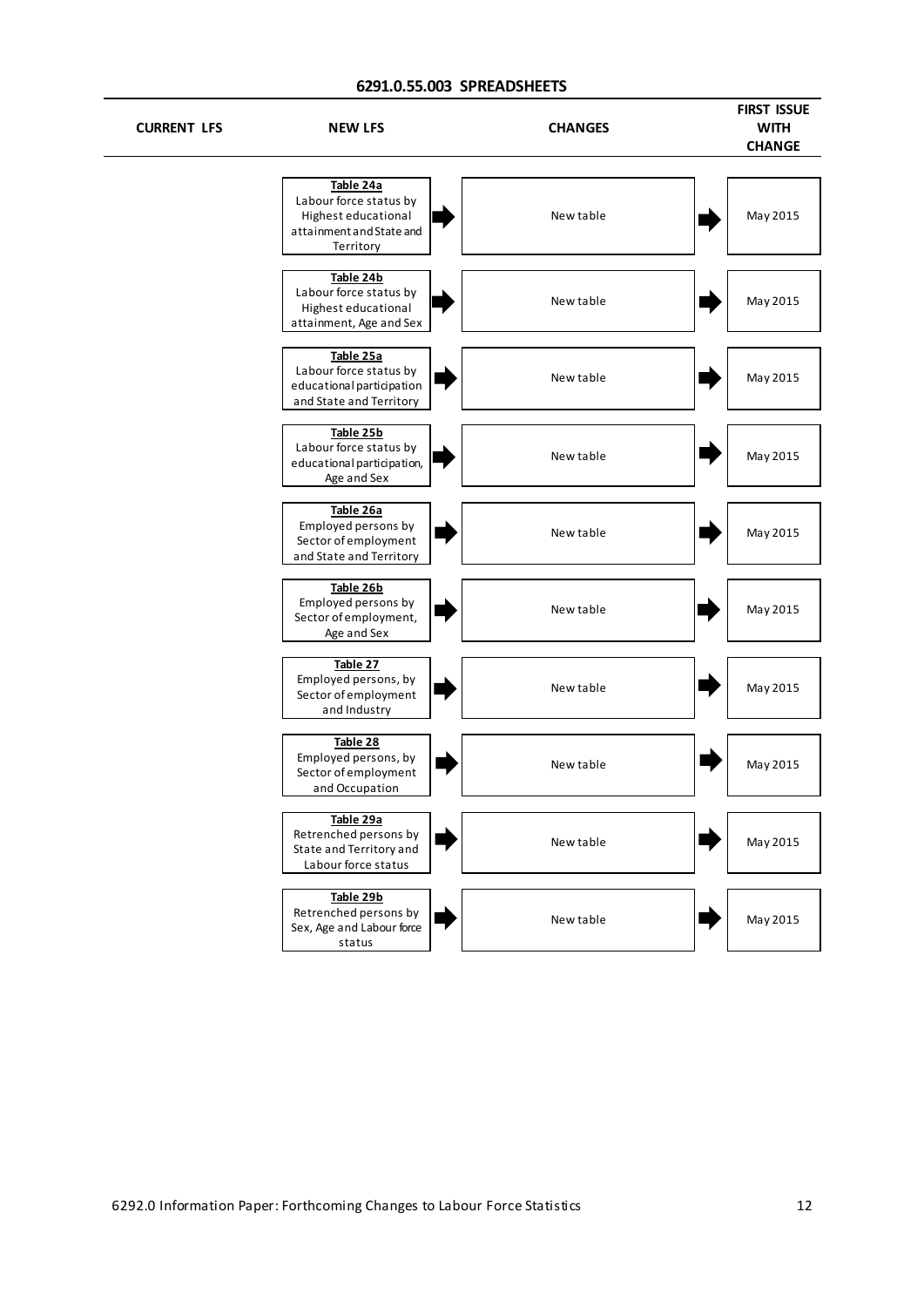## 6291.0.55.003 SPREADSHEETS

| CURRENT LFS | NEW LFS | CHANGES | FIRST ISSUE WITH CHANGE |
|---|---|---|---|
| | **Table 24a** Labour force status by Highest educational attainment and State and Territory | New table | May 2015 |
| | **Table 24b** Labour force status by Highest educational attainment, Age and Sex | New table | May 2015 |
| | **Table 25a** Labour force status by educational participation and State and Territory | New table | May 2015 |
| | **Table 25b** Labour force status by educational participation, Age and Sex | New table | May 2015 |
| | **Table 26a** Employed persons by Sector of employment and State and Territory | New table | May 2015 |
| | **Table 26b** Employed persons by Sector of employment, Age and Sex | New table | May 2015 |
| | **Table 27** Employed persons, by Sector of employment and Industry | New table | May 2015 |
| | **Table 28** Employed persons, by Sector of employment and Occupation | New table | May 2015 |
| | **Table 29a** Retrenched persons by State and Territory and Labour force status | New table | May 2015 |
| | **Table 29b** Retrenched persons by Sex, Age and Labour force status | New table | May 2015 |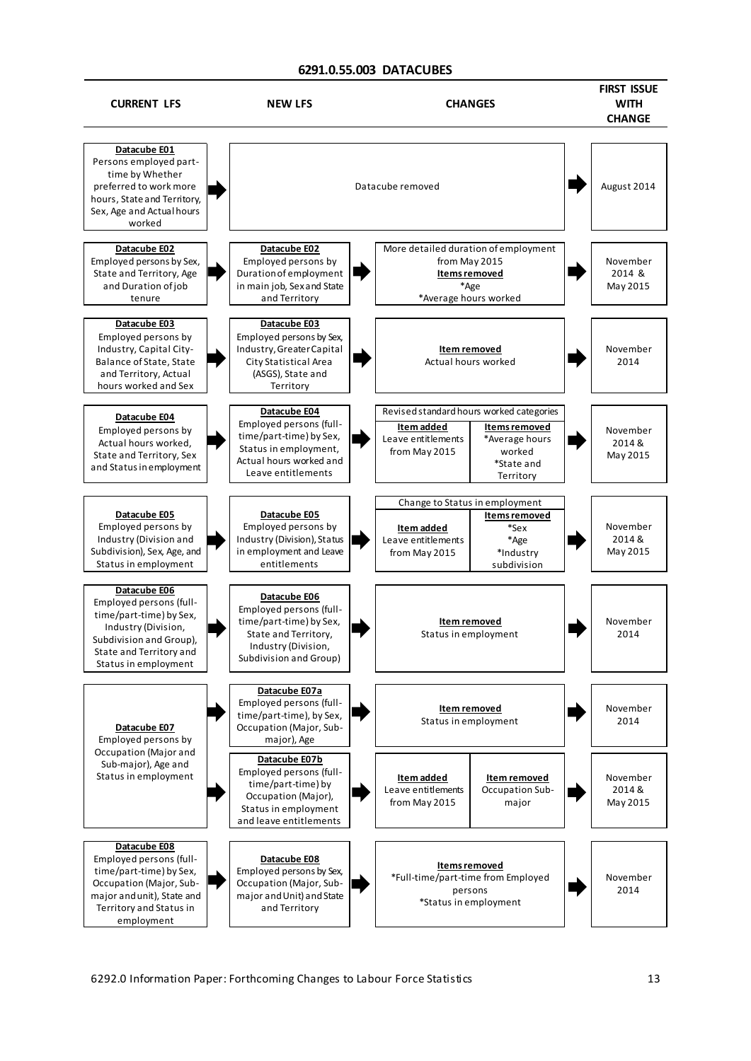## 6291.0.55.003 DATACUBES

| CURRENT LFS | NEW LFS | CHANGES | FIRST ISSUE WITH CHANGE |
|---|---|---|---|
| **Datacube E01** Persons employed part-time by Whether preferred to work more hours, State and Territory, Sex, Age and Actual hours worked | Datacube removed | | August 2014 |
| **Datacube E02** Employed persons by Sex, State and Territory, Age and Duration of job tenure | **Datacube E02** Employed persons by Duration of employment in main job, Sex and State and Territory | More detailed duration of employment from May 2015<br>**Items removed**<br>*Age<br>*Average hours worked | November 2014 & May 2015 |
| **Datacube E03** Employed persons by Industry, Capital City-Balance of State, State and Territory, Actual hours worked and Sex | **Datacube E03** Employed persons by Sex, Industry, Greater Capital City Statistical Area (ASGS), State and Territory | **Item removed**<br>Actual hours worked | November 2014 |
| **Datacube E04** Employed persons by Actual hours worked, State and Territory, Sex and Status in employment | **Datacube E04** Employed persons (full-time/part-time) by Sex, Status in employment, Actual hours worked and Leave entitlements | Revised standard hours worked categories<br>**Item added**<br>Leave entitlements from May 2015<br>**Items removed**<br>*Average hours worked<br>*State and Territory | November 2014 & May 2015 |
| **Datacube E05** Employed persons by Industry (Division and Subdivision), Sex, Age, and Status in employment | **Datacube E05** Employed persons by Industry (Division), Status in employment and Leave entitlements | Change to Status in employment<br>**Item added**<br>Leave entitlements from May 2015<br>**Items removed**<br>*Sex<br>*Age<br>*Industry subdivision | November 2014 & May 2015 |
| **Datacube E06** Employed persons (full-time/part-time) by Sex, Industry (Division, Subdivision and Group), State and Territory and Status in employment | **Datacube E06** Employed persons (full-time/part-time) by Sex, State and Territory, Industry (Division, Subdivision and Group) | **Item removed**<br>Status in employment | November 2014 |
| **Datacube E07** Employed persons by Occupation (Major and Sub-major), Age and Status in employment | **Datacube E07a** Employed persons (full-time/part-time), by Sex, Occupation (Major, Sub-major), Age | **Item removed**<br>Status in employment | November 2014 |
| | **Datacube E07b** Employed persons (full-time/part-time) by Occupation (Major), Status in employment and leave entitlements | **Item added**<br>Leave entitlements from May 2015<br>**Item removed**<br>Occupation Sub-major | November 2014 & May 2015 |
| **Datacube E08** Employed persons (full-time/part-time) by Sex, Occupation (Major, Sub-major and unit), State and Territory and Status in employment | **Datacube E08** Employed persons by Sex, Occupation (Major, Sub-major and Unit) and State and Territory | **Items removed**<br>*Full-time/part-time from Employed persons<br>*Status in employment | November 2014 |

6292.0 Information Paper: Forthcoming Changes to Labour Force Statistics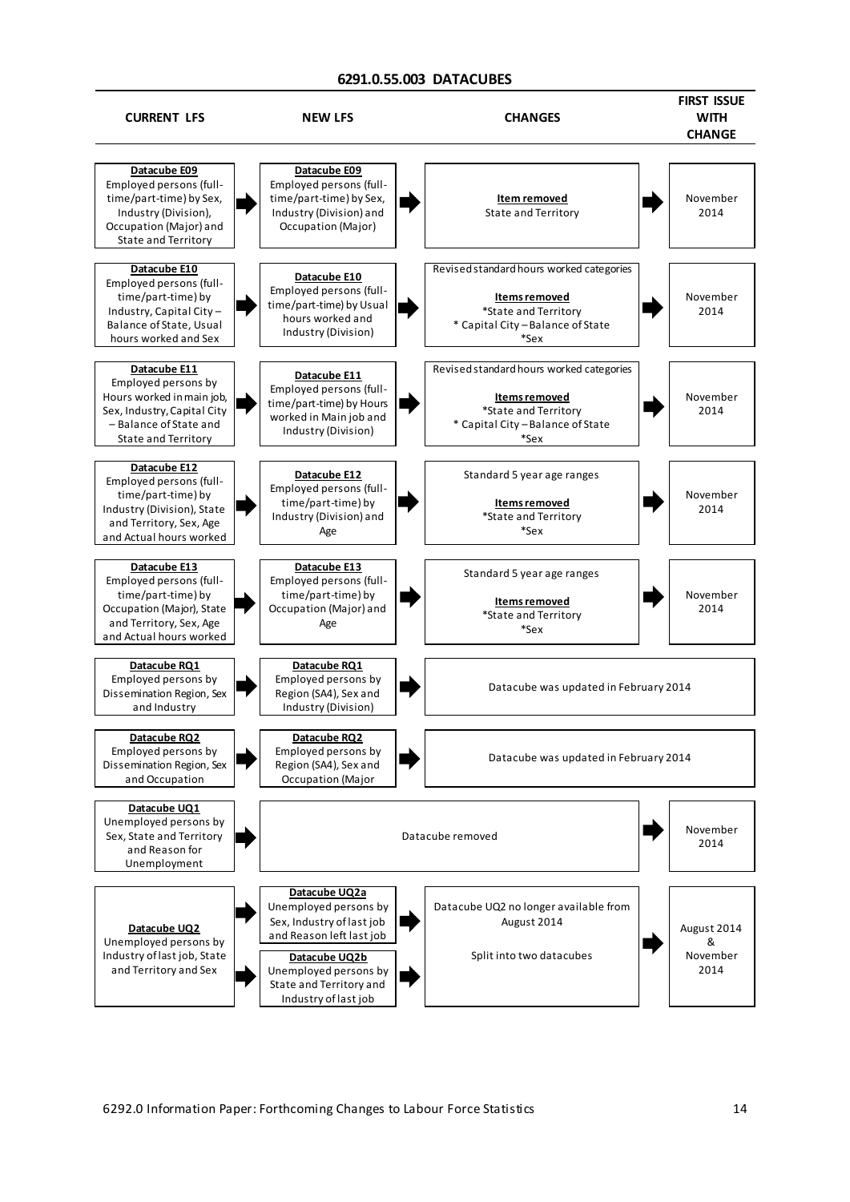## 6291.0.55.003 DATACUBES

| CURRENT LFS | NEW LFS | CHANGES | FIRST ISSUE WITH CHANGE |
|---|---|---|---|
| **Datacube E09** Employed persons (full-time/part-time) by Sex, Industry (Division), Occupation (Major) and State and Territory | **Datacube E09** Employed persons (full-time/part-time) by Sex, Industry (Division) and Occupation (Major) | **Item removed** State and Territory | November 2014 |
| **Datacube E10** Employed persons (full-time/part-time) by Industry, Capital City – Balance of State, Usual hours worked and Sex | **Datacube E10** Employed persons (full-time/part-time) by Usual hours worked and Industry (Division) | Revised standard hours worked categories **Items removed** *State and Territory * Capital City – Balance of State *Sex | November 2014 |
| **Datacube E11** Employed persons by Hours worked in main job, Sex, Industry, Capital City – Balance of State and State and Territory | **Datacube E11** Employed persons (full-time/part-time) by Hours worked in Main job and Industry (Division) | Revised standard hours worked categories **Items removed** *State and Territory * Capital City – Balance of State *Sex | November 2014 |
| **Datacube E12** Employed persons (full-time/part-time) by Industry (Division), State and Territory, Sex, Age and Actual hours worked | **Datacube E12** Employed persons (full-time/part-time) by Industry (Division) and Age | Standard 5 year age ranges **Items removed** *State and Territory *Sex | November 2014 |
| **Datacube E13** Employed persons (full-time/part-time) by Occupation (Major), State and Territory, Sex, Age and Actual hours worked | **Datacube E13** Employed persons (full-time/part-time) by Occupation (Major) and Age | Standard 5 year age ranges **Items removed** *State and Territory *Sex | November 2014 |
| **Datacube RQ1** Employed persons by Dissemination Region, Sex and Industry | **Datacube RQ1** Employed persons by Region (SA4), Sex and Industry (Division) | Datacube was updated in February 2014 | |
| **Datacube RQ2** Employed persons by Dissemination Region, Sex and Occupation | **Datacube RQ2** Employed persons by Region (SA4), Sex and Occupation (Major | Datacube was updated in February 2014 | |
| **Datacube UQ1** Unemployed persons by Sex, State and Territory and Reason for Unemployment | Datacube removed | | November 2014 |
| **Datacube UQ2** Unemployed persons by Industry of last job, State and Territory and Sex | **Datacube UQ2a** Unemployed persons by Sex, Industry of last job and Reason left last job<br>**Datacube UQ2b** Unemployed persons by State and Territory and Industry of last job | Datacube UQ2 no longer available from August 2014<br>Split into two datacubes | August 2014 & November 2014 |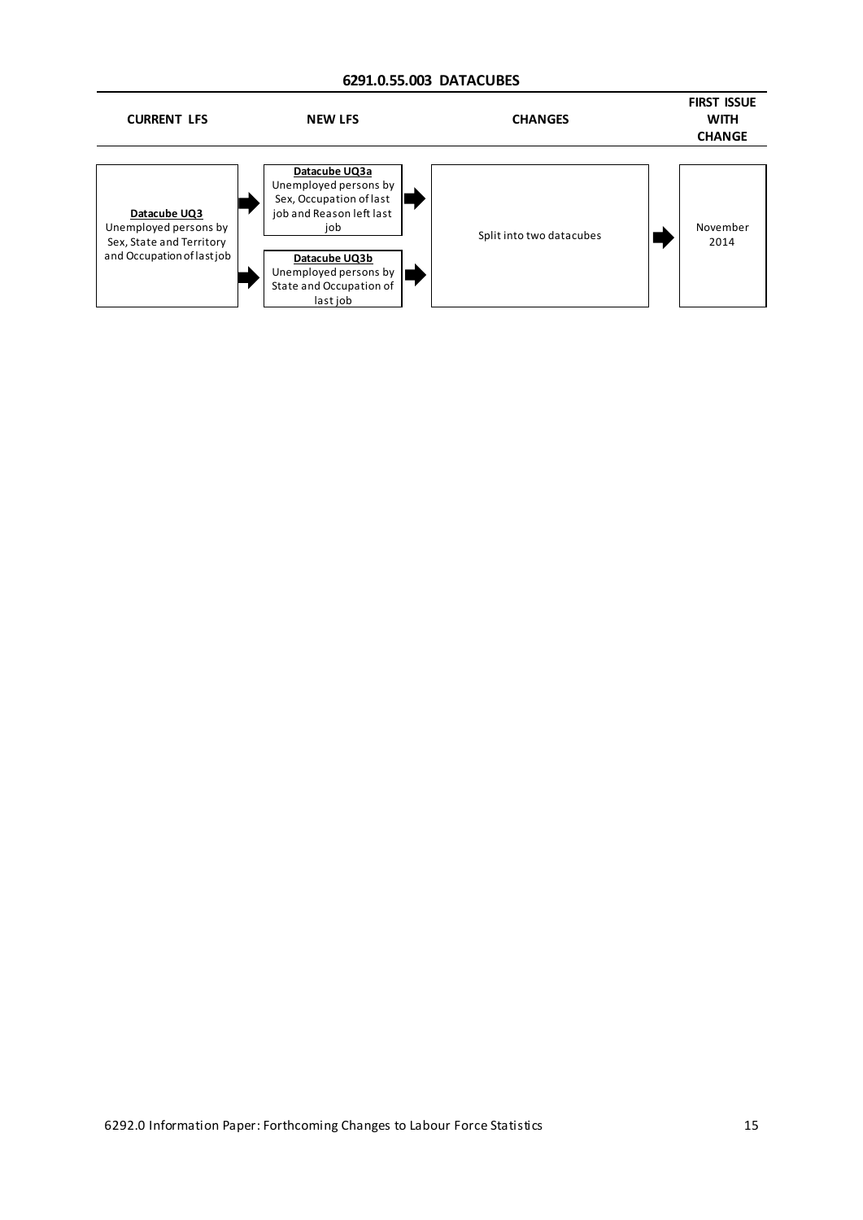## 6291.0.55.003 DATACUBES

| CURRENT LFS | NEW LFS | CHANGES | FIRST ISSUE WITH CHANGE |
|---|---|---|---|
| **Datacube UQ3** Unemployed persons by Sex, State and Territory and Occupation of last job | **Datacube UQ3a** Unemployed persons by Sex, Occupation of last job and Reason left last job<br>**Datacube UQ3b** Unemployed persons by State and Occupation of last job | Split into two datacubes | November 2014 |